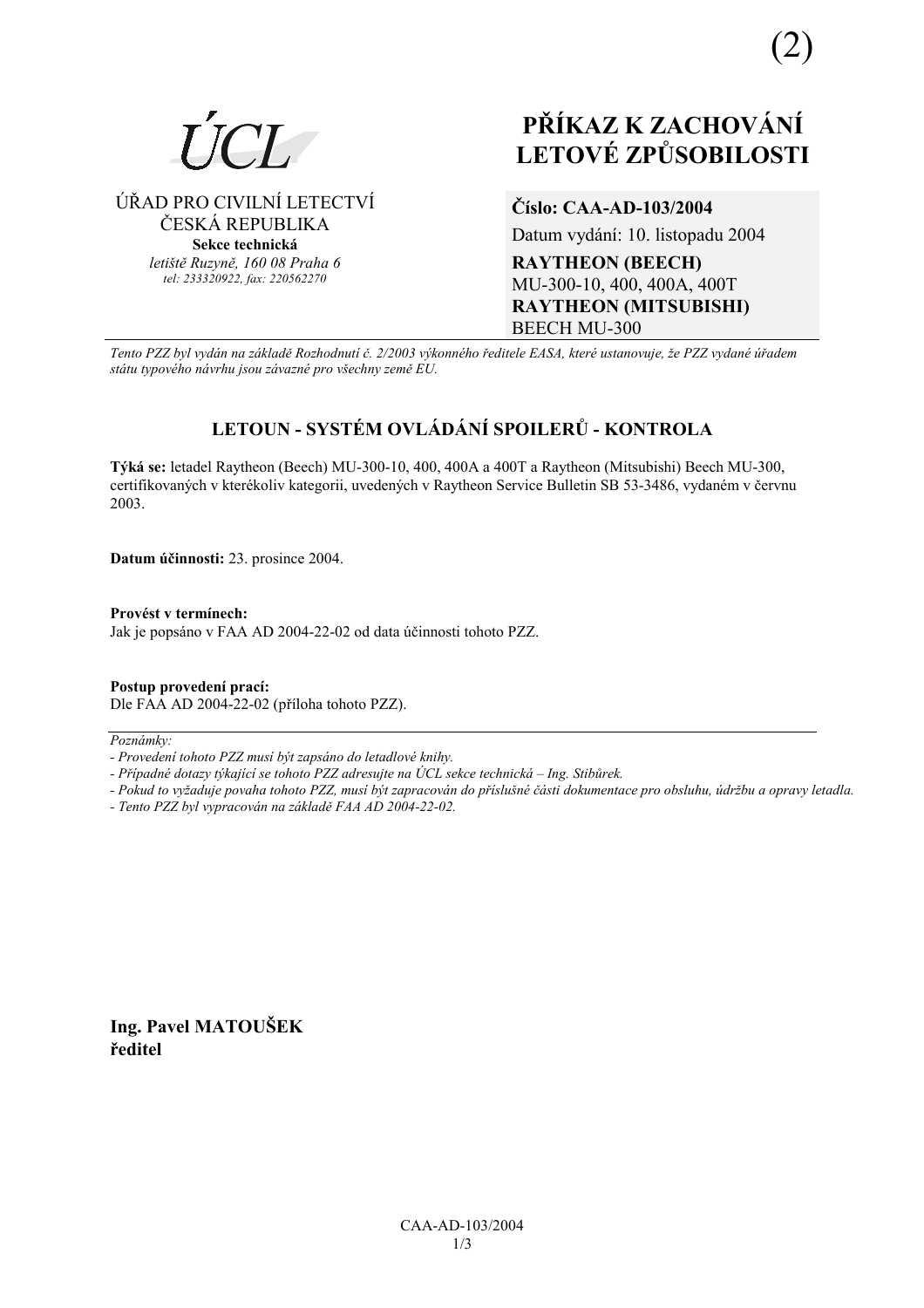(2)

ÚCL

ÚŘAD PRO CIVILNÍ LETECTVÍ
ČESKÁ REPUBLIKA
**Sekce technická**
*letiště Ruzyně, 160 08 Praha 6*
*tel: 233320922, fax: 220562270*

# PŘÍKAZ K ZACHOVÁNÍ LETOVÉ ZPŮSOBILOSTI

**Číslo: CAA-AD-103/2004**
Datum vydání: 10. listopadu 2004
**RAYTHEON (BEECH)**
MU-300-10, 400, 400A, 400T
**RAYTHEON (MITSUBISHI)**
BEECH MU-300

*Tento PZZ byl vydán na základě Rozhodnutí č. 2/2003 výkonného ředitele EASA, které ustanovuje, že PZZ vydané úřadem státu typového návrhu jsou závazné pro všechny země EU.*

## LETOUN - SYSTÉM OVLÁDÁNÍ SPOILERŮ - KONTROLA

**Týká se:** letadel Raytheon (Beech) MU-300-10, 400, 400A a 400T a Raytheon (Mitsubishi) Beech MU-300, certifikovaných v kterékoliv kategorii, uvedených v Raytheon Service Bulletin SB 53-3486, vydaném v červnu 2003.

**Datum účinnosti:** 23. prosince 2004.

**Provést v termínech:**
Jak je popsáno v FAA AD 2004-22-02 od data účinnosti tohoto PZZ.

**Postup provedení prací:**
Dle FAA AD 2004-22-02 (příloha tohoto PZZ).

*Poznámky:*
*- Provedení tohoto PZZ musí být zapsáno do letadlové knihy.*
*- Případné dotazy týkající se tohoto PZZ adresujte na ÚCL sekce technická – Ing. Stibůrek.*
*- Pokud to vyžaduje povaha tohoto PZZ, musí být zapracován do příslušné části dokumentace pro obsluhu, údržbu a opravy letadla.*
*- Tento PZZ byl vypracován na základě FAA AD 2004-22-02.*

**Ing. Pavel MATOUŠEK**
**ředitel**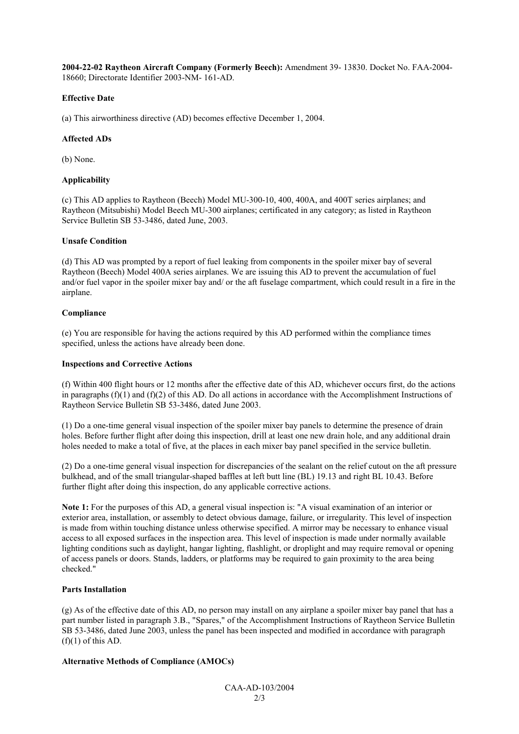**2004-22-02 Raytheon Aircraft Company (Formerly Beech):** Amendment 39- 13830. Docket No. FAA-2004-18660; Directorate Identifier 2003-NM- 161-AD.

**Effective Date**

(a) This airworthiness directive (AD) becomes effective December 1, 2004.

**Affected ADs**

(b) None.

**Applicability**

(c) This AD applies to Raytheon (Beech) Model MU-300-10, 400, 400A, and 400T series airplanes; and Raytheon (Mitsubishi) Model Beech MU-300 airplanes; certificated in any category; as listed in Raytheon Service Bulletin SB 53-3486, dated June, 2003.

**Unsafe Condition**

(d) This AD was prompted by a report of fuel leaking from components in the spoiler mixer bay of several Raytheon (Beech) Model 400A series airplanes. We are issuing this AD to prevent the accumulation of fuel and/or fuel vapor in the spoiler mixer bay and/ or the aft fuselage compartment, which could result in a fire in the airplane.

**Compliance**

(e) You are responsible for having the actions required by this AD performed within the compliance times specified, unless the actions have already been done.

**Inspections and Corrective Actions**

(f) Within 400 flight hours or 12 months after the effective date of this AD, whichever occurs first, do the actions in paragraphs (f)(1) and (f)(2) of this AD. Do all actions in accordance with the Accomplishment Instructions of Raytheon Service Bulletin SB 53-3486, dated June 2003.

(1) Do a one-time general visual inspection of the spoiler mixer bay panels to determine the presence of drain holes. Before further flight after doing this inspection, drill at least one new drain hole, and any additional drain holes needed to make a total of five, at the places in each mixer bay panel specified in the service bulletin.

(2) Do a one-time general visual inspection for discrepancies of the sealant on the relief cutout on the aft pressure bulkhead, and of the small triangular-shaped baffles at left butt line (BL) 19.13 and right BL 10.43. Before further flight after doing this inspection, do any applicable corrective actions.

**Note 1:** For the purposes of this AD, a general visual inspection is: "A visual examination of an interior or exterior area, installation, or assembly to detect obvious damage, failure, or irregularity. This level of inspection is made from within touching distance unless otherwise specified. A mirror may be necessary to enhance visual access to all exposed surfaces in the inspection area. This level of inspection is made under normally available lighting conditions such as daylight, hangar lighting, flashlight, or droplight and may require removal or opening of access panels or doors. Stands, ladders, or platforms may be required to gain proximity to the area being checked."

**Parts Installation**

(g) As of the effective date of this AD, no person may install on any airplane a spoiler mixer bay panel that has a part number listed in paragraph 3.B., "Spares," of the Accomplishment Instructions of Raytheon Service Bulletin SB 53-3486, dated June 2003, unless the panel has been inspected and modified in accordance with paragraph (f)(1) of this AD.

**Alternative Methods of Compliance (AMOCs)**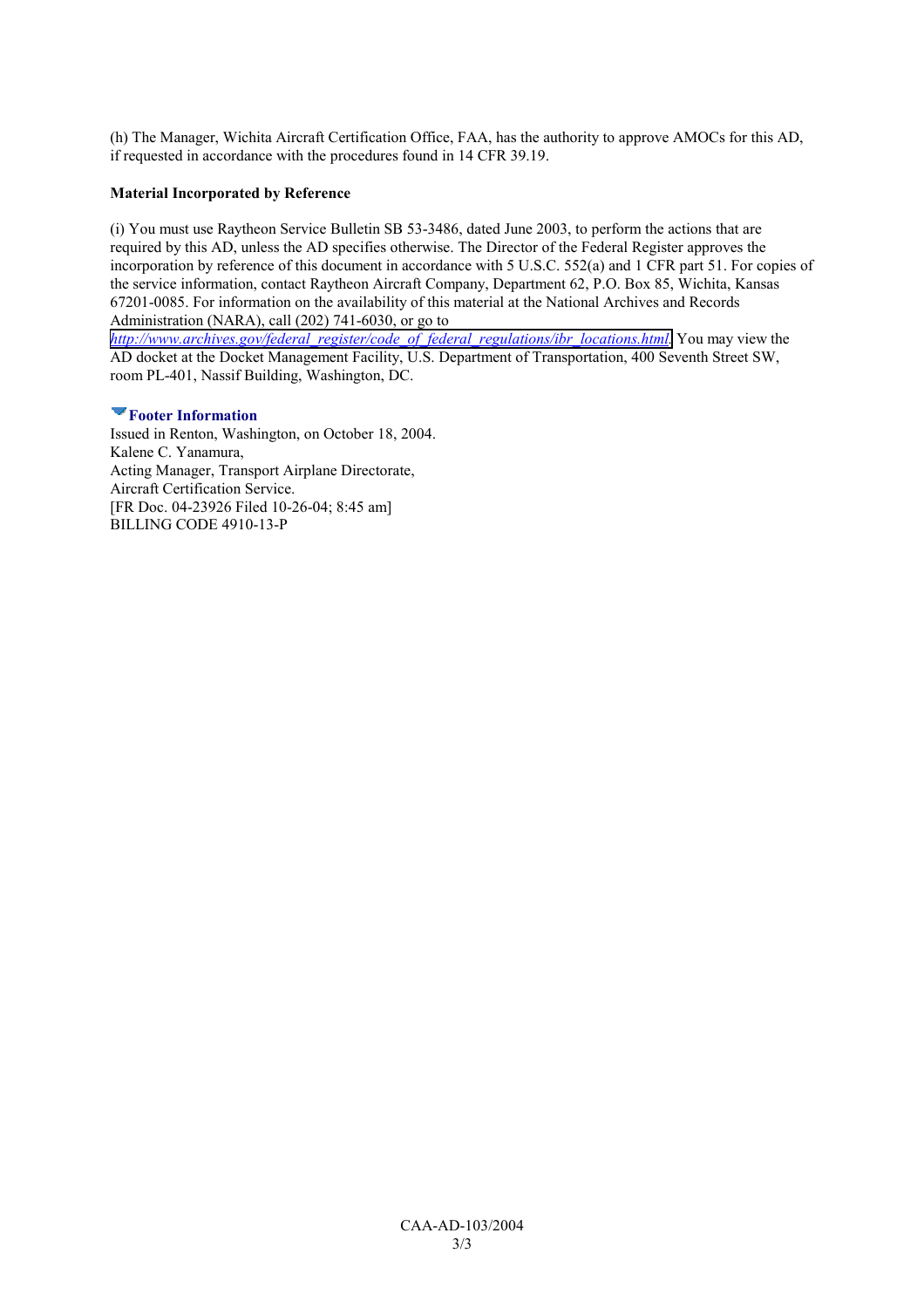(h) The Manager, Wichita Aircraft Certification Office, FAA, has the authority to approve AMOCs for this AD, if requested in accordance with the procedures found in 14 CFR 39.19.

**Material Incorporated by Reference**

(i) You must use Raytheon Service Bulletin SB 53-3486, dated June 2003, to perform the actions that are required by this AD, unless the AD specifies otherwise. The Director of the Federal Register approves the incorporation by reference of this document in accordance with 5 U.S.C. 552(a) and 1 CFR part 51. For copies of the service information, contact Raytheon Aircraft Company, Department 62, P.O. Box 85, Wichita, Kansas 67201-0085. For information on the availability of this material at the National Archives and Records Administration (NARA), call (202) 741-6030, or go to *http://www.archives.gov/federal_register/code_of_federal_regulations/ibr_locations.html.* You may view the AD docket at the Docket Management Facility, U.S. Department of Transportation, 400 Seventh Street SW, room PL-401, Nassif Building, Washington, DC.

**Footer Information**

Issued in Renton, Washington, on October 18, 2004.
Kalene C. Yanamura,
Acting Manager, Transport Airplane Directorate,
Aircraft Certification Service.
[FR Doc. 04-23926 Filed 10-26-04; 8:45 am]
BILLING CODE 4910-13-P